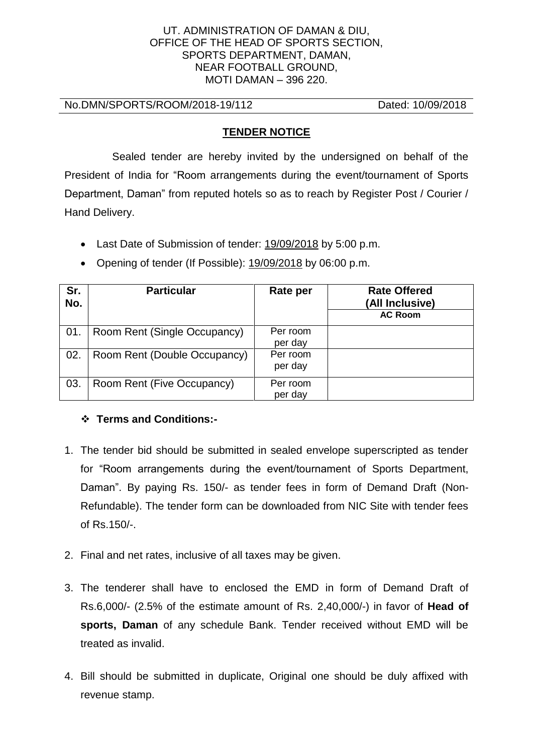UT. ADMINISTRATION OF DAMAN & DIU,
OFFICE OF THE HEAD OF SPORTS SECTION,
SPORTS DEPARTMENT, DAMAN,
NEAR FOOTBALL GROUND,
MOTI DAMAN – 396 220.

No.DMN/SPORTS/ROOM/2018-19/112 Dated: 10/09/2018

## TENDER NOTICE

Sealed tender are hereby invited by the undersigned on behalf of the President of India for "Room arrangements during the event/tournament of Sports Department, Daman" from reputed hotels so as to reach by Register Post / Courier / Hand Delivery.

- Last Date of Submission of tender: 19/09/2018 by 5:00 p.m.
- Opening of tender (If Possible): 19/09/2018 by 06:00 p.m.

| Sr. No. | Particular | Rate per | Rate Offered (All Inclusive) |
|---|---|---|---|
| | | | AC Room |
| 01. | Room Rent (Single Occupancy) | Per room per day | |
| 02. | Room Rent (Double Occupancy) | Per room per day | |
| 03. | Room Rent (Five Occupancy) | Per room per day | |

- **Terms and Conditions:-**

1. The tender bid should be submitted in sealed envelope superscripted as tender for "Room arrangements during the event/tournament of Sports Department, Daman". By paying Rs. 150/- as tender fees in form of Demand Draft (Non-Refundable). The tender form can be downloaded from NIC Site with tender fees of Rs.150/-.
2. Final and net rates, inclusive of all taxes may be given.
3. The tenderer shall have to enclosed the EMD in form of Demand Draft of Rs.6,000/- (2.5% of the estimate amount of Rs. 2,40,000/-) in favor of **Head of sports, Daman** of any schedule Bank. Tender received without EMD will be treated as invalid.
4. Bill should be submitted in duplicate, Original one should be duly affixed with revenue stamp.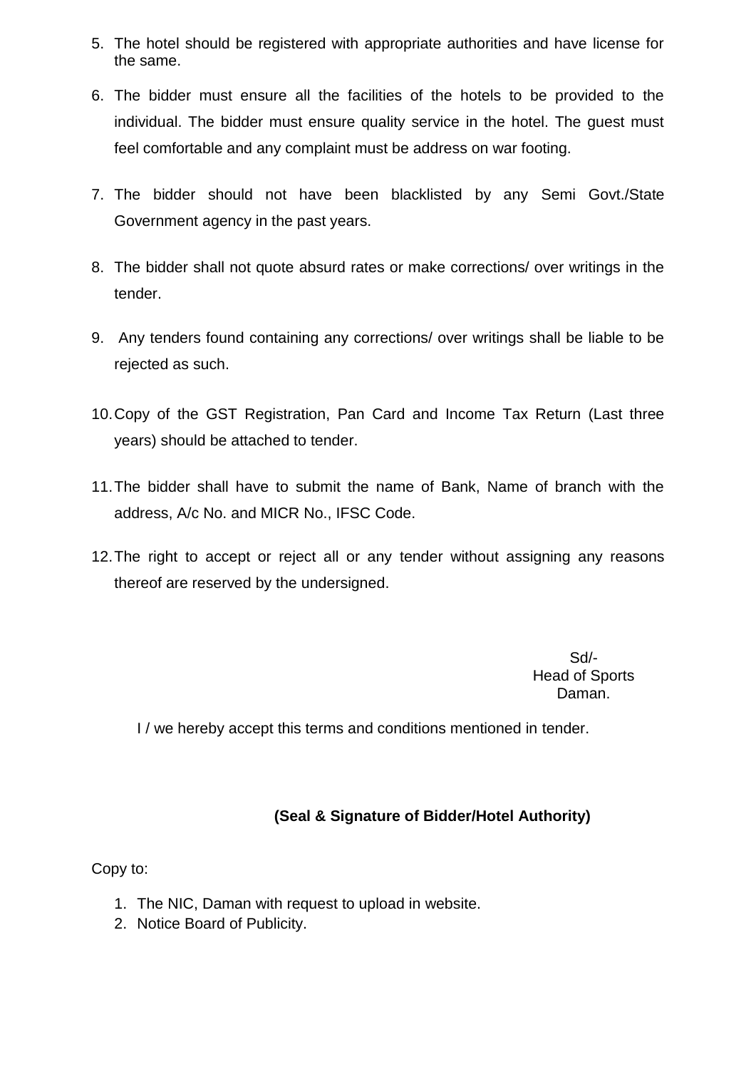5. The hotel should be registered with appropriate authorities and have license for the same.
6. The bidder must ensure all the facilities of the hotels to be provided to the individual. The bidder must ensure quality service in the hotel. The guest must feel comfortable and any complaint must be address on war footing.
7. The bidder should not have been blacklisted by any Semi Govt./State Government agency in the past years.
8. The bidder shall not quote absurd rates or make corrections/ over writings in the tender.
9. Any tenders found containing any corrections/ over writings shall be liable to be rejected as such.
10. Copy of the GST Registration, Pan Card and Income Tax Return (Last three years) should be attached to tender.
11. The bidder shall have to submit the name of Bank, Name of branch with the address, A/c No. and MICR No., IFSC Code.
12. The right to accept or reject all or any tender without assigning any reasons thereof are reserved by the undersigned.

Sd/-
Head of Sports
Daman.

I / we hereby accept this terms and conditions mentioned in tender.

**(Seal & Signature of Bidder/Hotel Authority)**

Copy to:

1. The NIC, Daman with request to upload in website.
2. Notice Board of Publicity.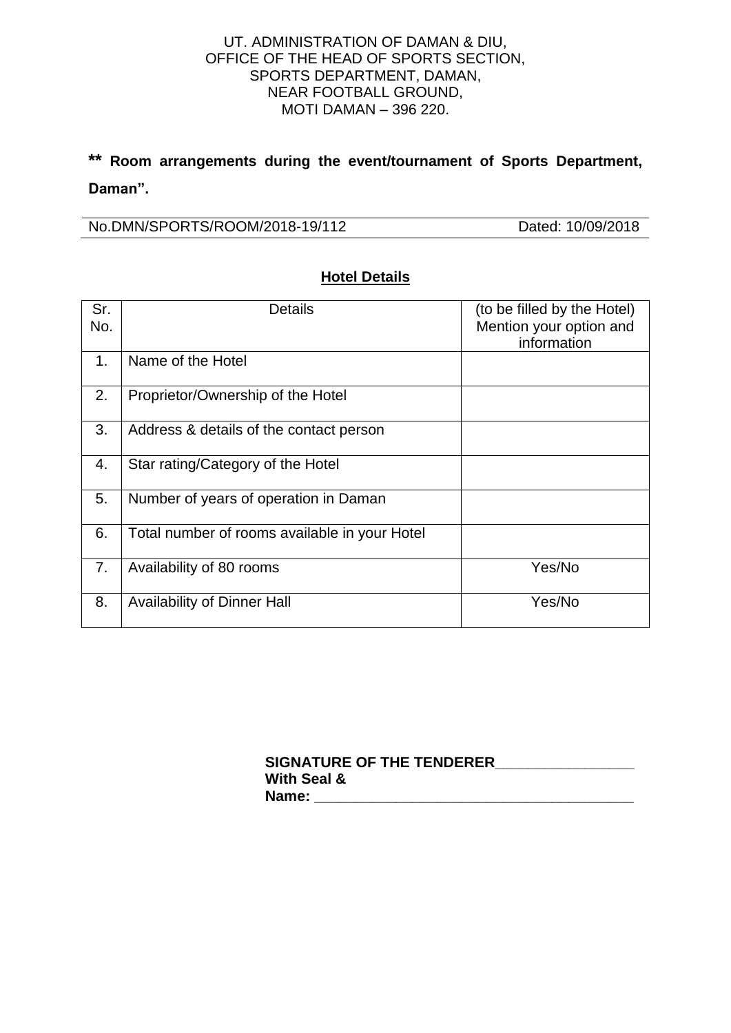UT. ADMINISTRATION OF DAMAN & DIU,
OFFICE OF THE HEAD OF SPORTS SECTION,
SPORTS DEPARTMENT, DAMAN,
NEAR FOOTBALL GROUND,
MOTI DAMAN – 396 220.

**** Room arrangements during the event/tournament of Sports Department, Daman".**

No.DMN/SPORTS/ROOM/2018-19/112 Dated: 10/09/2018

## Hotel Details

| Sr. No. | Details | (to be filled by the Hotel) Mention your option and information |
|---|---|---|
| 1. | Name of the Hotel | |
| 2. | Proprietor/Ownership of the Hotel | |
| 3. | Address & details of the contact person | |
| 4. | Star rating/Category of the Hotel | |
| 5. | Number of years of operation in Daman | |
| 6. | Total number of rooms available in your Hotel | |
| 7. | Availability of 80 rooms | Yes/No |
| 8. | Availability of Dinner Hall | Yes/No |

**SIGNATURE OF THE TENDERER\_\_\_\_\_\_\_\_\_\_\_\_\_\_\_\_**
**With Seal &**
**Name: \_\_\_\_\_\_\_\_\_\_\_\_\_\_\_\_\_\_\_\_\_\_\_\_\_\_\_\_\_\_\_\_\_\_\_\_\_\_\_**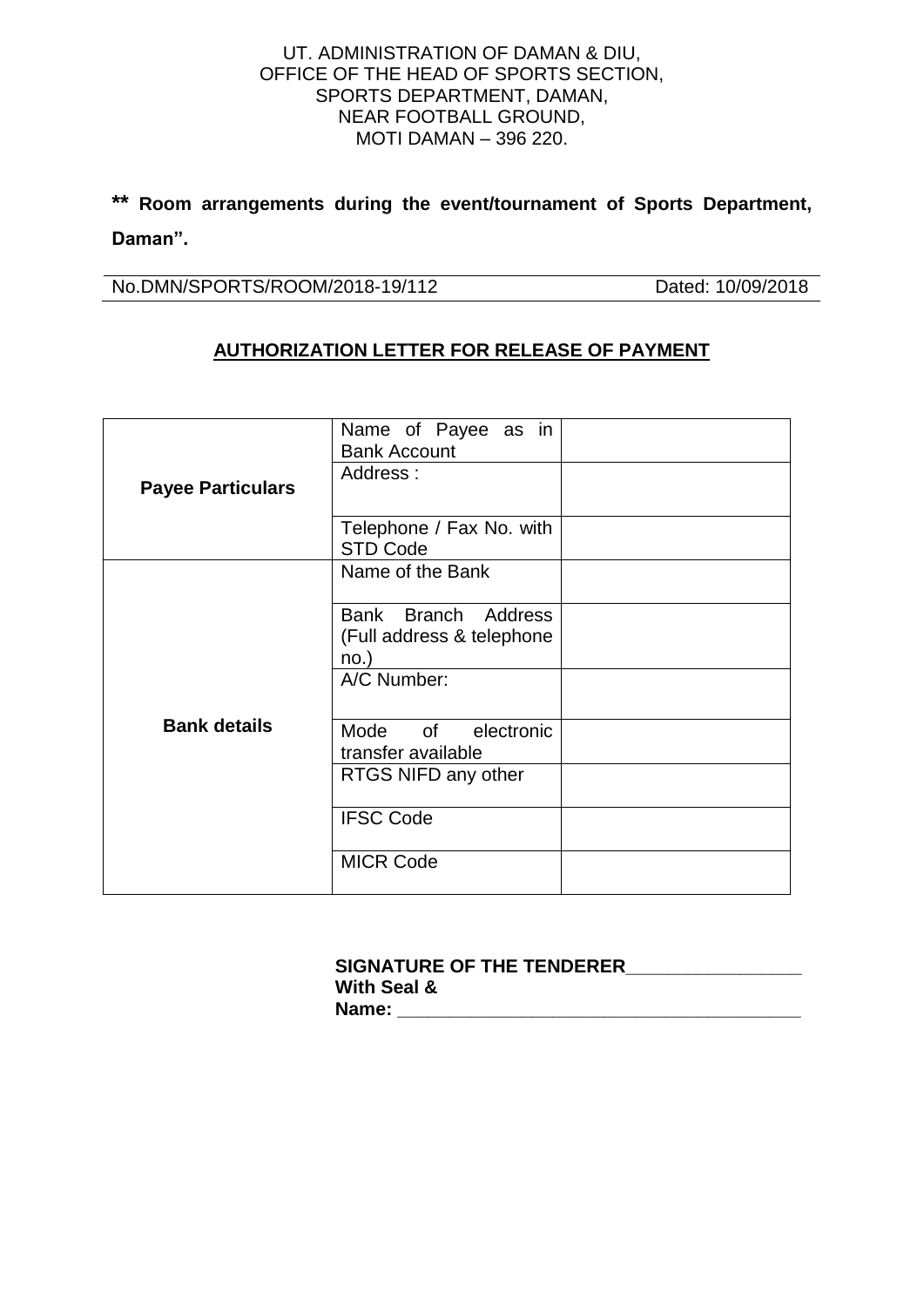UT. ADMINISTRATION OF DAMAN & DIU,
OFFICE OF THE HEAD OF SPORTS SECTION,
SPORTS DEPARTMENT, DAMAN,
NEAR FOOTBALL GROUND,
MOTI DAMAN – 396 220.

**\*\* Room arrangements during the event/tournament of Sports Department, Daman".**

No.DMN/SPORTS/ROOM/2018-19/112 Dated: 10/09/2018

## AUTHORIZATION LETTER FOR RELEASE OF PAYMENT

| | | |
|---|---|---|
| **Payee Particulars** | Name of Payee as in Bank Account | |
| | Address : | |
| | Telephone / Fax No. with STD Code | |
| **Bank details** | Name of the Bank | |
| | Bank Branch Address (Full address & telephone no.) | |
| | A/C Number: | |
| | Mode of electronic transfer available | |
| | RTGS NIFD any other | |
| | IFSC Code | |
| | MICR Code | |

**SIGNATURE OF THE TENDERER_________________**
**With Seal &**
**Name: _______________________________________**